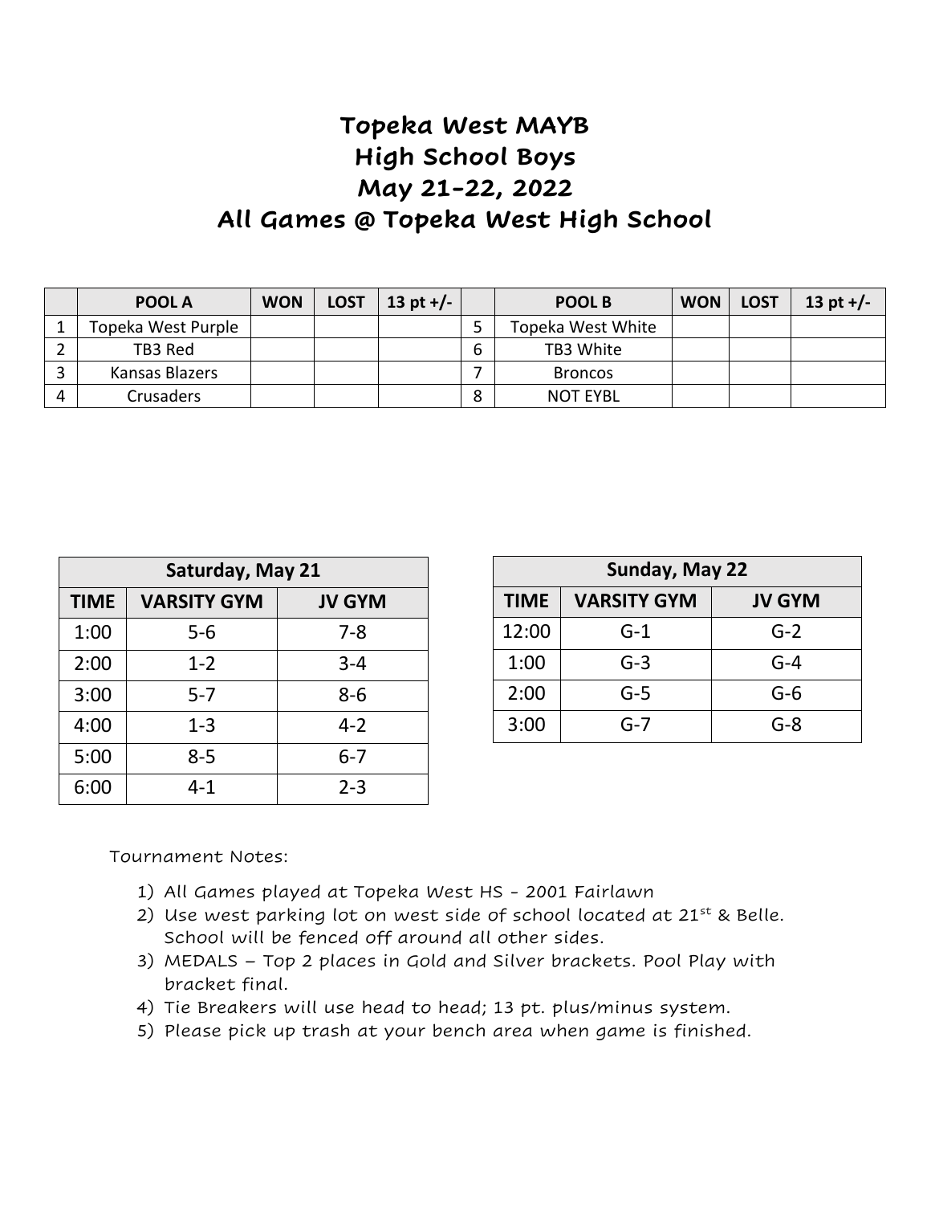# Topeka West MAYB
# High School Boys
# May 21-22, 2022
# All Games @ Topeka West High School

| | POOL A | WON | LOST | 13 pt +/- | | POOL B | WON | LOST | 13 pt +/- |
|---|---|---|---|---|---|---|---|---|---|
| 1 | Topeka West Purple | | | | 5 | Topeka West White | | | |
| 2 | TB3 Red | | | | 6 | TB3 White | | | |
| 3 | Kansas Blazers | | | | 7 | Broncos | | | |
| 4 | Crusaders | | | | 8 | NOT EYBL | | | |

| Saturday, May 21 | | |
|---|---|---|
| TIME | VARSITY GYM | JV GYM |
| 1:00 | 5-6 | 7-8 |
| 2:00 | 1-2 | 3-4 |
| 3:00 | 5-7 | 8-6 |
| 4:00 | 1-3 | 4-2 |
| 5:00 | 8-5 | 6-7 |
| 6:00 | 4-1 | 2-3 |

| Sunday, May 22 | | |
|---|---|---|
| TIME | VARSITY GYM | JV GYM |
| 12:00 | G-1 | G-2 |
| 1:00 | G-3 | G-4 |
| 2:00 | G-5 | G-6 |
| 3:00 | G-7 | G-8 |

Tournament Notes:

1) All Games played at Topeka West HS - 2001 Fairlawn
2) Use west parking lot on west side of school located at 21st & Belle. School will be fenced off around all other sides.
3) MEDALS – Top 2 places in Gold and Silver brackets. Pool Play with bracket final.
4) Tie Breakers will use head to head; 13 pt. plus/minus system.
5) Please pick up trash at your bench area when game is finished.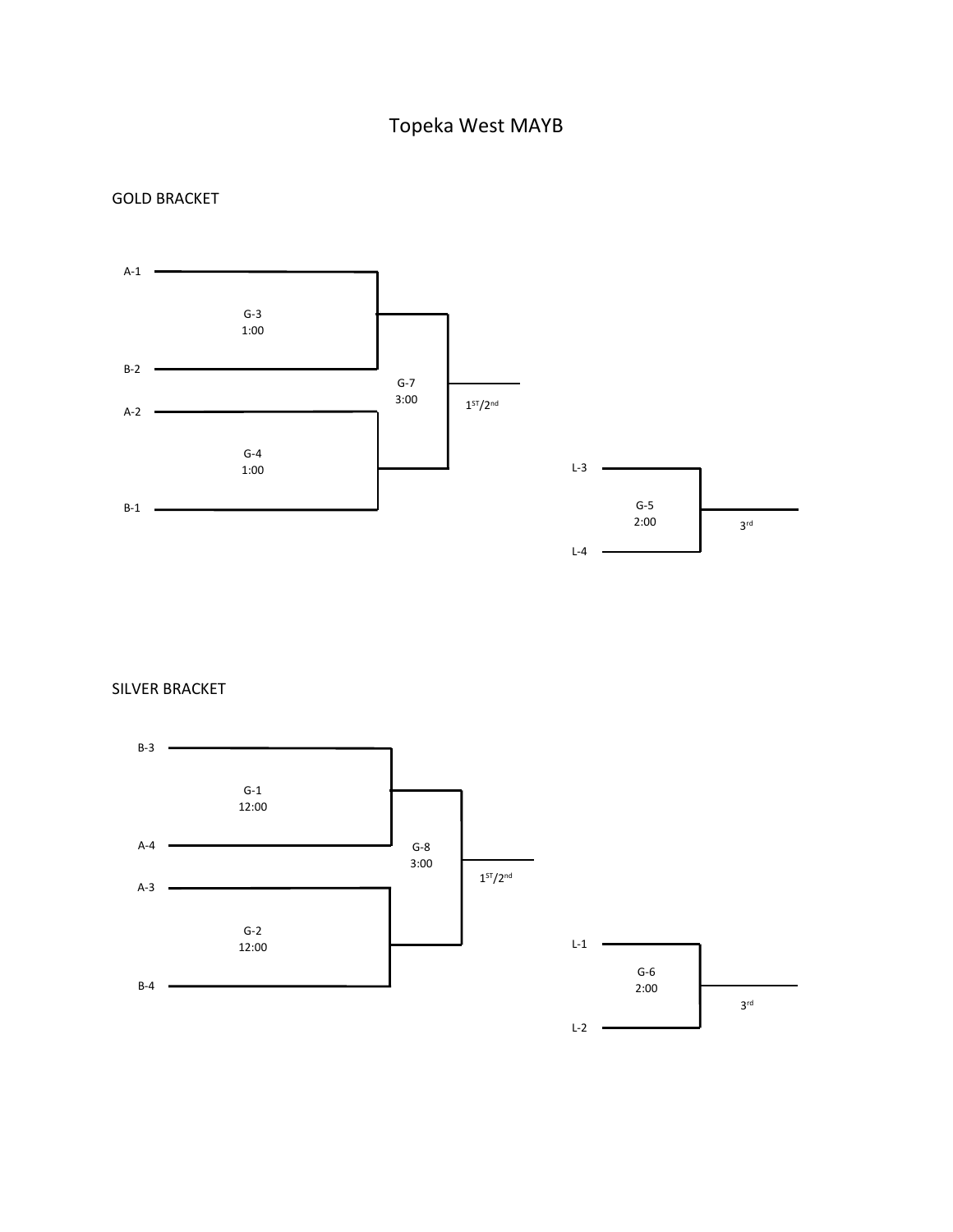# Topeka West MAYB

## GOLD BRACKET

A-1

G-3
1:00

B-2

G-7
3:00

1ST/2nd

A-2

G-4
1:00

B-1

L-3

G-5
2:00

3rd

L-4

## SILVER BRACKET

B-3

G-1
12:00

A-4

G-8
3:00

1ST/2nd

A-3

G-2
12:00

B-4

L-1

G-6
2:00

3rd

L-2